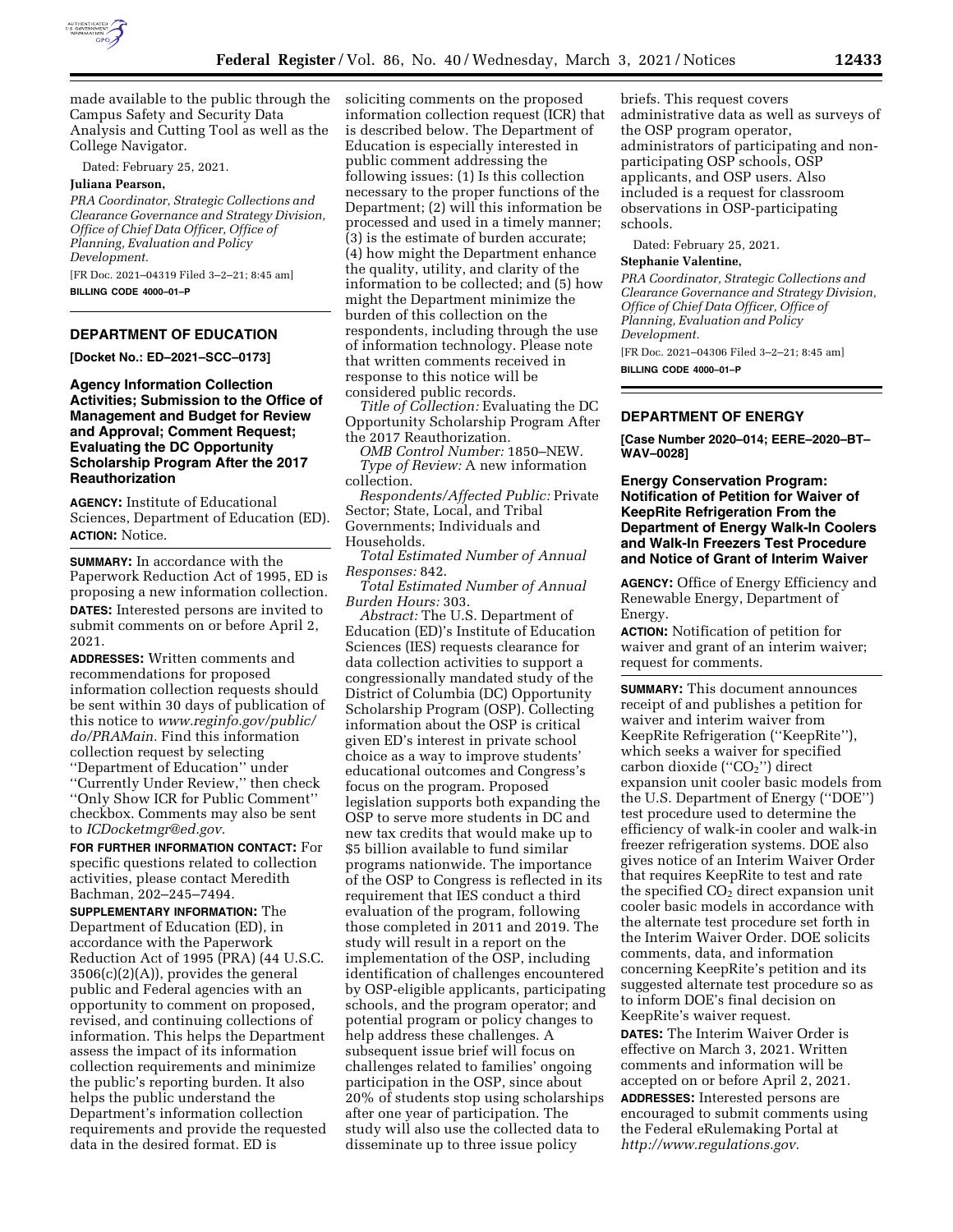made available to the public through the Campus Safety and Security Data Analysis and Cutting Tool as well as the College Navigator.

Dated: February 25, 2021.

**Juliana Pearson,**

*PRA Coordinator, Strategic Collections and Clearance Governance and Strategy Division, Office of Chief Data Officer, Office of Planning, Evaluation and Policy Development.*

[FR Doc. 2021–04319 Filed 3–2–21; 8:45 am]

**BILLING CODE 4000–01–P**

## DEPARTMENT OF EDUCATION

**[Docket No.: ED–2021–SCC–0173]**

### Agency Information Collection Activities; Submission to the Office of Management and Budget for Review and Approval; Comment Request; Evaluating the DC Opportunity Scholarship Program After the 2017 Reauthorization

**AGENCY:** Institute of Educational Sciences, Department of Education (ED).

**ACTION:** Notice.

**SUMMARY:** In accordance with the Paperwork Reduction Act of 1995, ED is proposing a new information collection.

**DATES:** Interested persons are invited to submit comments on or before April 2, 2021.

**ADDRESSES:** Written comments and recommendations for proposed information collection requests should be sent within 30 days of publication of this notice to *www.reginfo.gov/public/do/PRAMain.* Find this information collection request by selecting ''Department of Education'' under ''Currently Under Review,'' then check ''Only Show ICR for Public Comment'' checkbox. Comments may also be sent to *ICDocketmgr@ed.gov.*

**FOR FURTHER INFORMATION CONTACT:** For specific questions related to collection activities, please contact Meredith Bachman, 202–245–7494.

**SUPPLEMENTARY INFORMATION:** The Department of Education (ED), in accordance with the Paperwork Reduction Act of 1995 (PRA) (44 U.S.C. 3506(c)(2)(A)), provides the general public and Federal agencies with an opportunity to comment on proposed, revised, and continuing collections of information. This helps the Department assess the impact of its information collection requirements and minimize the public's reporting burden. It also helps the public understand the Department's information collection requirements and provide the requested data in the desired format. ED is soliciting comments on the proposed information collection request (ICR) that is described below. The Department of Education is especially interested in public comment addressing the following issues: (1) Is this collection necessary to the proper functions of the Department; (2) will this information be processed and used in a timely manner; (3) is the estimate of burden accurate; (4) how might the Department enhance the quality, utility, and clarity of the information to be collected; and (5) how might the Department minimize the burden of this collection on the respondents, including through the use of information technology. Please note that written comments received in response to this notice will be considered public records.

*Title of Collection:* Evaluating the DC Opportunity Scholarship Program After the 2017 Reauthorization.

*OMB Control Number:* 1850–NEW.

*Type of Review:* A new information collection.

*Respondents/Affected Public:* Private Sector; State, Local, and Tribal Governments; Individuals and Households.

*Total Estimated Number of Annual Responses:* 842.

*Total Estimated Number of Annual Burden Hours:* 303.

*Abstract:* The U.S. Department of Education (ED)'s Institute of Education Sciences (IES) requests clearance for data collection activities to support a congressionally mandated study of the District of Columbia (DC) Opportunity Scholarship Program (OSP). Collecting information about the OSP is critical given ED's interest in private school choice as a way to improve students' educational outcomes and Congress's focus on the program. Proposed legislation supports both expanding the OSP to serve more students in DC and new tax credits that would make up to $5 billion available to fund similar programs nationwide. The importance of the OSP to Congress is reflected in its requirement that IES conduct a third evaluation of the program, following those completed in 2011 and 2019. The study will result in a report on the implementation of the OSP, including identification of challenges encountered by OSP-eligible applicants, participating schools, and the program operator; and potential program or policy changes to help address these challenges. A subsequent issue brief will focus on challenges related to families' ongoing participation in the OSP, since about 20% of students stop using scholarships after one year of participation. The study will also use the collected data to disseminate up to three issue policy briefs. This request covers administrative data as well as surveys of the OSP program operator, administrators of participating and non-participating OSP schools, OSP applicants, and OSP users. Also included is a request for classroom observations in OSP-participating schools.

Dated: February 25, 2021.

**Stephanie Valentine,**

*PRA Coordinator, Strategic Collections and Clearance Governance and Strategy Division, Office of Chief Data Officer, Office of Planning, Evaluation and Policy Development.*

[FR Doc. 2021–04306 Filed 3–2–21; 8:45 am]

**BILLING CODE 4000–01–P**

## DEPARTMENT OF ENERGY

**[Case Number 2020–014; EERE–2020–BT–WAV–0028]**

### Energy Conservation Program: Notification of Petition for Waiver of KeepRite Refrigeration From the Department of Energy Walk-In Coolers and Walk-In Freezers Test Procedure and Notice of Grant of Interim Waiver

**AGENCY:** Office of Energy Efficiency and Renewable Energy, Department of Energy.

**ACTION:** Notification of petition for waiver and grant of an interim waiver; request for comments.

**SUMMARY:** This document announces receipt of and publishes a petition for waiver and interim waiver from KeepRite Refrigeration (''KeepRite''), which seeks a waiver for specified carbon dioxide (''$CO_2$'') direct expansion unit cooler basic models from the U.S. Department of Energy (''DOE'') test procedure used to determine the efficiency of walk-in cooler and walk-in freezer refrigeration systems. DOE also gives notice of an Interim Waiver Order that requires KeepRite to test and rate the specified $CO_2$ direct expansion unit cooler basic models in accordance with the alternate test procedure set forth in the Interim Waiver Order. DOE solicits comments, data, and information concerning KeepRite's petition and its suggested alternate test procedure so as to inform DOE's final decision on KeepRite's waiver request.

**DATES:** The Interim Waiver Order is effective on March 3, 2021. Written comments and information will be accepted on or before April 2, 2021.

**ADDRESSES:** Interested persons are encouraged to submit comments using the Federal eRulemaking Portal at *http://www.regulations.gov.*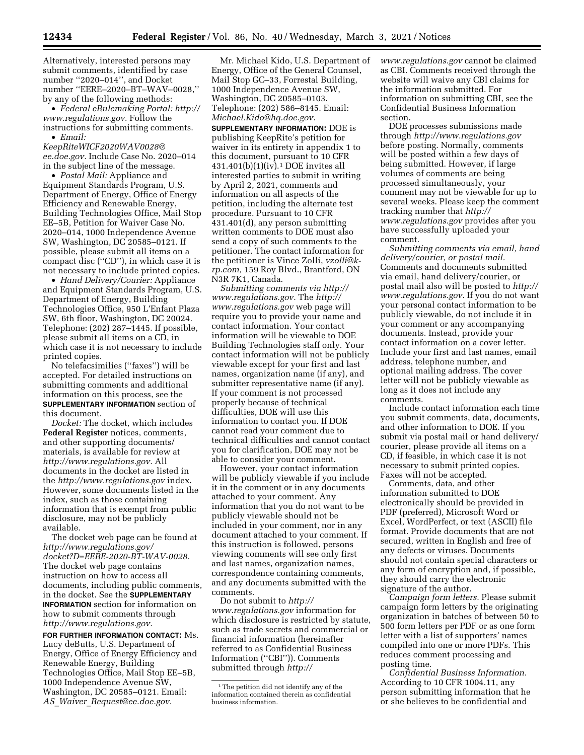Alternatively, interested persons may submit comments, identified by case number "2020–014", and Docket number "EERE–2020–BT–WAV–0028," by any of the following methods:

- *Federal eRulemaking Portal: http://www.regulations.gov.* Follow the instructions for submitting comments.
- *Email: KeepRiteWICF2020WAV0028@ee.doe.gov.* Include Case No. 2020–014 in the subject line of the message.
- *Postal Mail:* Appliance and Equipment Standards Program, U.S. Department of Energy, Office of Energy Efficiency and Renewable Energy, Building Technologies Office, Mail Stop EE–5B, Petition for Waiver Case No. 2020–014, 1000 Independence Avenue SW, Washington, DC 20585–0121. If possible, please submit all items on a compact disc ("CD"), in which case it is not necessary to include printed copies.
- *Hand Delivery/Courier:* Appliance and Equipment Standards Program, U.S. Department of Energy, Building Technologies Office, 950 L'Enfant Plaza SW, 6th floor, Washington, DC 20024. Telephone: (202) 287–1445. If possible, please submit all items on a CD, in which case it is not necessary to include printed copies.

No telefacsimilies ("faxes") will be accepted. For detailed instructions on submitting comments and additional information on this process, see the **SUPPLEMENTARY INFORMATION** section of this document.

*Docket:* The docket, which includes **Federal Register** notices, comments, and other supporting documents/materials, is available for review at *http://www.regulations.gov.* All documents in the docket are listed in the *http://www.regulations.gov* index. However, some documents listed in the index, such as those containing information that is exempt from public disclosure, may not be publicly available.

The docket web page can be found at *http://www.regulations.gov/docket?D=EERE-2020-BT-WAV-0028.* The docket web page contains instruction on how to access all documents, including public comments, in the docket. See the **SUPPLEMENTARY INFORMATION** section for information on how to submit comments through *http://www.regulations.gov.*

**FOR FURTHER INFORMATION CONTACT:** Ms. Lucy deButts, U.S. Department of Energy, Office of Energy Efficiency and Renewable Energy, Building Technologies Office, Mail Stop EE–5B, 1000 Independence Avenue SW, Washington, DC 20585–0121. Email: *AS_Waiver_Request@ee.doe.gov.*

Mr. Michael Kido, U.S. Department of Energy, Office of the General Counsel, Mail Stop GC–33, Forrestal Building, 1000 Independence Avenue SW, Washington, DC 20585–0103. Telephone: (202) 586–8145. Email: *Michael.Kido@hq.doe.gov.*

**SUPPLEMENTARY INFORMATION:** DOE is publishing KeepRite's petition for waiver in its entirety in appendix 1 to this document, pursuant to 10 CFR 431.401(b)(1)(iv).[1] DOE invites all interested parties to submit in writing by April 2, 2021, comments and information on all aspects of the petition, including the alternate test procedure. Pursuant to 10 CFR 431.401(d), any person submitting written comments to DOE must also send a copy of such comments to the petitioner. The contact information for the petitioner is Vince Zolli, *vzolli@k-rp.com,* 159 Roy Blvd., Brantford, ON N3R 7K1, Canada.

*Submitting comments via http://www.regulations.gov.* The *http://www.regulations.gov* web page will require you to provide your name and contact information. Your contact information will be viewable to DOE Building Technologies staff only. Your contact information will not be publicly viewable except for your first and last names, organization name (if any), and submitter representative name (if any). If your comment is not processed properly because of technical difficulties, DOE will use this information to contact you. If DOE cannot read your comment due to technical difficulties and cannot contact you for clarification, DOE may not be able to consider your comment.

However, your contact information will be publicly viewable if you include it in the comment or in any documents attached to your comment. Any information that you do not want to be publicly viewable should not be included in your comment, nor in any document attached to your comment. If this instruction is followed, persons viewing comments will see only first and last names, organization names, correspondence containing comments, and any documents submitted with the comments.

Do not submit to *http://www.regulations.gov* information for which disclosure is restricted by statute, such as trade secrets and commercial or financial information (hereinafter referred to as Confidential Business Information ("CBI")). Comments submitted through *http://www.regulations.gov* cannot be claimed as CBI. Comments received through the website will waive any CBI claims for the information submitted. For information on submitting CBI, see the Confidential Business Information section.

DOE processes submissions made through *http://www.regulations.gov* before posting. Normally, comments will be posted within a few days of being submitted. However, if large volumes of comments are being processed simultaneously, your comment may not be viewable for up to several weeks. Please keep the comment tracking number that *http://www.regulations.gov* provides after you have successfully uploaded your comment.

*Submitting comments via email, hand delivery/courier, or postal mail.* Comments and documents submitted via email, hand delivery/courier, or postal mail also will be posted to *http://www.regulations.gov.* If you do not want your personal contact information to be publicly viewable, do not include it in your comment or any accompanying documents. Instead, provide your contact information on a cover letter. Include your first and last names, email address, telephone number, and optional mailing address. The cover letter will not be publicly viewable as long as it does not include any comments.

Include contact information each time you submit comments, data, documents, and other information to DOE. If you submit via postal mail or hand delivery/courier, please provide all items on a CD, if feasible, in which case it is not necessary to submit printed copies. Faxes will not be accepted.

Comments, data, and other information submitted to DOE electronically should be provided in PDF (preferred), Microsoft Word or Excel, WordPerfect, or text (ASCII) file format. Provide documents that are not secured, written in English and free of any defects or viruses. Documents should not contain special characters or any form of encryption and, if possible, they should carry the electronic signature of the author.

*Campaign form letters.* Please submit campaign form letters by the originating organization in batches of between 50 to 500 form letters per PDF or as one form letter with a list of supporters' names compiled into one or more PDFs. This reduces comment processing and posting time.

*Confidential Business Information.* According to 10 CFR 1004.11, any person submitting information that he or she believes to be confidential and

[1] The petition did not identify any of the information contained therein as confidential business information.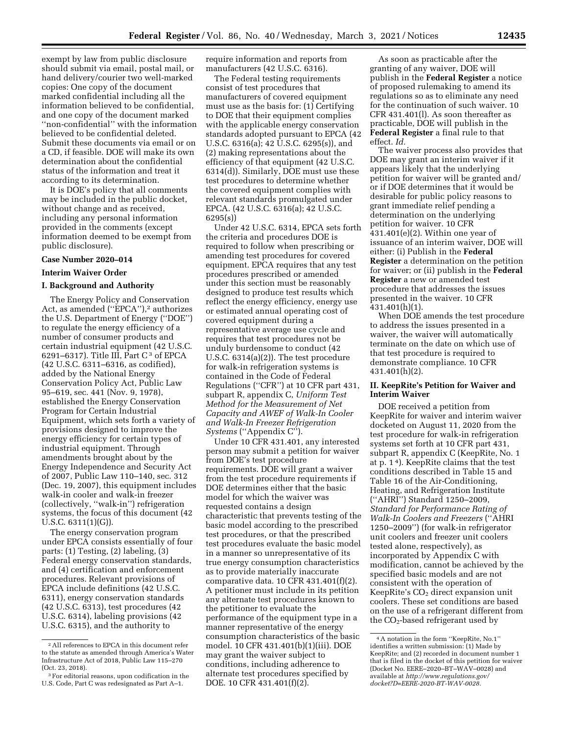exempt by law from public disclosure should submit via email, postal mail, or hand delivery/courier two well-marked copies: One copy of the document marked confidential including all the information believed to be confidential, and one copy of the document marked ''non-confidential'' with the information believed to be confidential deleted. Submit these documents via email or on a CD, if feasible. DOE will make its own determination about the confidential status of the information and treat it according to its determination.

It is DOE's policy that all comments may be included in the public docket, without change and as received, including any personal information provided in the comments (except information deemed to be exempt from public disclosure).

**Case Number 2020–014**

**Interim Waiver Order**

**I. Background and Authority**

The Energy Policy and Conservation Act, as amended (''EPCA''),[2] authorizes the U.S. Department of Energy (''DOE'') to regulate the energy efficiency of a number of consumer products and certain industrial equipment (42 U.S.C. 6291–6317). Title III, Part C[3] of EPCA (42 U.S.C. 6311–6316, as codified), added by the National Energy Conservation Policy Act, Public Law 95–619, sec. 441 (Nov. 9, 1978), established the Energy Conservation Program for Certain Industrial Equipment, which sets forth a variety of provisions designed to improve the energy efficiency for certain types of industrial equipment. Through amendments brought about by the Energy Independence and Security Act of 2007, Public Law 110–140, sec. 312 (Dec. 19, 2007), this equipment includes walk-in cooler and walk-in freezer (collectively, ''walk-in'') refrigeration systems, the focus of this document (42 U.S.C. 6311(1)(G)).

The energy conservation program under EPCA consists essentially of four parts: (1) Testing, (2) labeling, (3) Federal energy conservation standards, and (4) certification and enforcement procedures. Relevant provisions of EPCA include definitions (42 U.S.C. 6311), energy conservation standards (42 U.S.C. 6313), test procedures (42 U.S.C. 6314), labeling provisions (42 U.S.C. 6315), and the authority to require information and reports from manufacturers (42 U.S.C. 6316).

The Federal testing requirements consist of test procedures that manufacturers of covered equipment must use as the basis for: (1) Certifying to DOE that their equipment complies with the applicable energy conservation standards adopted pursuant to EPCA (42 U.S.C. 6316(a); 42 U.S.C. 6295(s)), and (2) making representations about the efficiency of that equipment (42 U.S.C. 6314(d)). Similarly, DOE must use these test procedures to determine whether the covered equipment complies with relevant standards promulgated under EPCA. (42 U.S.C. 6316(a); 42 U.S.C. 6295(s))

Under 42 U.S.C. 6314, EPCA sets forth the criteria and procedures DOE is required to follow when prescribing or amending test procedures for covered equipment. EPCA requires that any test procedures prescribed or amended under this section must be reasonably designed to produce test results which reflect the energy efficiency, energy use or estimated annual operating cost of covered equipment during a representative average use cycle and requires that test procedures not be unduly burdensome to conduct (42 U.S.C. 6314(a)(2)). The test procedure for walk-in refrigeration systems is contained in the Code of Federal Regulations (''CFR'') at 10 CFR part 431, subpart R, appendix C, *Uniform Test Method for the Measurement of Net Capacity and AWEF of Walk-In Cooler and Walk-In Freezer Refrigeration Systems* (''Appendix C'').

Under 10 CFR 431.401, any interested person may submit a petition for waiver from DOE's test procedure requirements. DOE will grant a waiver from the test procedure requirements if DOE determines either that the basic model for which the waiver was requested contains a design characteristic that prevents testing of the basic model according to the prescribed test procedures, or that the prescribed test procedures evaluate the basic model in a manner so unrepresentative of its true energy consumption characteristics as to provide materially inaccurate comparative data. 10 CFR 431.401(f)(2). A petitioner must include in its petition any alternate test procedures known to the petitioner to evaluate the performance of the equipment type in a manner representative of the energy consumption characteristics of the basic model. 10 CFR 431.401(b)(1)(iii). DOE may grant the waiver subject to conditions, including adherence to alternate test procedures specified by DOE. 10 CFR 431.401(f)(2).

As soon as practicable after the granting of any waiver, DOE will publish in the **Federal Register** a notice of proposed rulemaking to amend its regulations so as to eliminate any need for the continuation of such waiver. 10 CFR 431.401(l). As soon thereafter as practicable, DOE will publish in the **Federal Register** a final rule to that effect. *Id.*

The waiver process also provides that DOE may grant an interim waiver if it appears likely that the underlying petition for waiver will be granted and/or if DOE determines that it would be desirable for public policy reasons to grant immediate relief pending a determination on the underlying petition for waiver. 10 CFR 431.401(e)(2). Within one year of issuance of an interim waiver, DOE will either: (i) Publish in the **Federal Register** a determination on the petition for waiver; or (ii) publish in the **Federal Register** a new or amended test procedure that addresses the issues presented in the waiver. 10 CFR 431.401(h)(1).

When DOE amends the test procedure to address the issues presented in a waiver, the waiver will automatically terminate on the date on which use of that test procedure is required to demonstrate compliance. 10 CFR 431.401(h)(2).

**II. KeepRite's Petition for Waiver and Interim Waiver**

DOE received a petition from KeepRite for waiver and interim waiver docketed on August 11, 2020 from the test procedure for walk-in refrigeration systems set forth at 10 CFR part 431, subpart R, appendix C (KeepRite, No. 1 at p. 1[4]). KeepRite claims that the test conditions described in Table 15 and Table 16 of the Air-Conditioning, Heating, and Refrigeration Institute (''AHRI'') Standard 1250–2009, *Standard for Performance Rating of Walk-In Coolers and Freezers* (''AHRI 1250–2009'') (for walk-in refrigerator unit coolers and freezer unit coolers tested alone, respectively), as incorporated by Appendix C with modification, cannot be achieved by the specified basic models and are not consistent with the operation of KeepRite's $CO_2$ direct expansion unit coolers. These set conditions are based on the use of a refrigerant different from the $CO_2$-based refrigerant used by

---

[2] All references to EPCA in this document refer to the statute as amended through America's Water Infrastructure Act of 2018, Public Law 115–270 (Oct. 23, 2018).

[3] For editorial reasons, upon codification in the U.S. Code, Part C was redesignated as Part A–1.

[4] A notation in the form ''KeepRite, No.1'' identifies a written submission: (1) Made by KeepRite; and (2) recorded in document number 1 that is filed in the docket of this petition for waiver (Docket No. EERE–2020–BT–WAV–0028) and available at *http://www.regulations.gov/docket?D=EERE-2020-BT-WAV-0028.*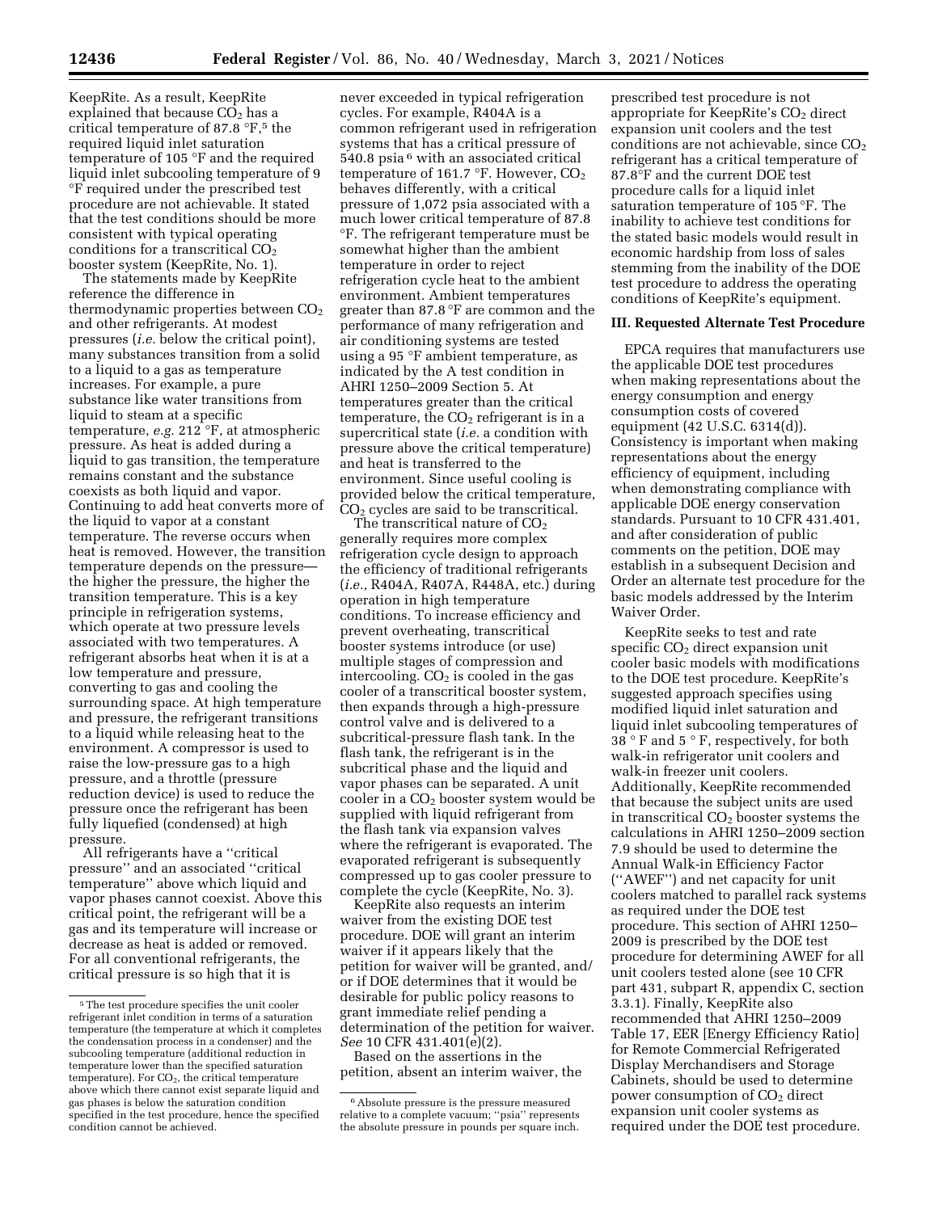KeepRite. As a result, KeepRite explained that because $CO_2$ has a critical temperature of 87.8 °F,[5] the required liquid inlet saturation temperature of 105 °F and the required liquid inlet subcooling temperature of 9 °F required under the prescribed test procedure are not achievable. It stated that the test conditions should be more consistent with typical operating conditions for a transcritical $CO_2$ booster system (KeepRite, No. 1).

The statements made by KeepRite reference the difference in thermodynamic properties between $CO_2$ and other refrigerants. At modest pressures (*i.e.* below the critical point), many substances transition from a solid to a liquid to a gas as temperature increases. For example, a pure substance like water transitions from liquid to steam at a specific temperature, *e.g.* 212 °F, at atmospheric pressure. As heat is added during a liquid to gas transition, the temperature remains constant and the substance coexists as both liquid and vapor. Continuing to add heat converts more of the liquid to vapor at a constant temperature. The reverse occurs when heat is removed. However, the transition temperature depends on the pressure—the higher the pressure, the higher the transition temperature. This is a key principle in refrigeration systems, which operate at two pressure levels associated with two temperatures. A refrigerant absorbs heat when it is at a low temperature and pressure, converting to gas and cooling the surrounding space. At high temperature and pressure, the refrigerant transitions to a liquid while releasing heat to the environment. A compressor is used to raise the low-pressure gas to a high pressure, and a throttle (pressure reduction device) is used to reduce the pressure once the refrigerant has been fully liquefied (condensed) at high pressure.

All refrigerants have a ''critical pressure'' and an associated ''critical temperature'' above which liquid and vapor phases cannot coexist. Above this critical point, the refrigerant will be a gas and its temperature will increase or decrease as heat is added or removed. For all conventional refrigerants, the critical pressure is so high that it is never exceeded in typical refrigeration cycles. For example, R404A is a common refrigerant used in refrigeration systems that has a critical pressure of 540.8 psia[6] with an associated critical temperature of 161.7 °F. However, $CO_2$ behaves differently, with a critical pressure of 1,072 psia associated with a much lower critical temperature of 87.8 °F. The refrigerant temperature must be somewhat higher than the ambient temperature in order to reject refrigeration cycle heat to the ambient environment. Ambient temperatures greater than 87.8 °F are common and the performance of many refrigeration and air conditioning systems are tested using a 95 °F ambient temperature, as indicated by the A test condition in AHRI 1250–2009 Section 5. At temperatures greater than the critical temperature, the $CO_2$ refrigerant is in a supercritical state (*i.e.* a condition with pressure above the critical temperature) and heat is transferred to the environment. Since useful cooling is provided below the critical temperature, $CO_2$ cycles are said to be transcritical.

The transcritical nature of $CO_2$ generally requires more complex refrigeration cycle design to approach the efficiency of traditional refrigerants (*i.e.,* R404A, R407A, R448A, etc.) during operation in high temperature conditions. To increase efficiency and prevent overheating, transcritical booster systems introduce (or use) multiple stages of compression and intercooling. $CO_2$ is cooled in the gas cooler of a transcritical booster system, then expands through a high-pressure control valve and is delivered to a subcritical-pressure flash tank. In the flash tank, the refrigerant is in the subcritical phase and the liquid and vapor phases can be separated. A unit cooler in a $CO_2$ booster system would be supplied with liquid refrigerant from the flash tank via expansion valves where the refrigerant is evaporated. The evaporated refrigerant is subsequently compressed up to gas cooler pressure to complete the cycle (KeepRite, No. 3).

KeepRite also requests an interim waiver from the existing DOE test procedure. DOE will grant an interim waiver if it appears likely that the petition for waiver will be granted, and/or if DOE determines that it would be desirable for public policy reasons to grant immediate relief pending a determination of the petition for waiver. *See* 10 CFR 431.401(e)(2).

Based on the assertions in the petition, absent an interim waiver, the prescribed test procedure is not appropriate for KeepRite's $CO_2$ direct expansion unit coolers and the test conditions are not achievable, since $CO_2$ refrigerant has a critical temperature of 87.8°F and the current DOE test procedure calls for a liquid inlet saturation temperature of 105 °F. The inability to achieve test conditions for the stated basic models would result in economic hardship from loss of sales stemming from the inability of the DOE test procedure to address the operating conditions of KeepRite's equipment.

## III. Requested Alternate Test Procedure

EPCA requires that manufacturers use the applicable DOE test procedures when making representations about the energy consumption and energy consumption costs of covered equipment (42 U.S.C. 6314(d)). Consistency is important when making representations about the energy efficiency of equipment, including when demonstrating compliance with applicable DOE energy conservation standards. Pursuant to 10 CFR 431.401, and after consideration of public comments on the petition, DOE may establish in a subsequent Decision and Order an alternate test procedure for the basic models addressed by the Interim Waiver Order.

KeepRite seeks to test and rate specific $CO_2$ direct expansion unit cooler basic models with modifications to the DOE test procedure. KeepRite's suggested approach specifies using modified liquid inlet saturation and liquid inlet subcooling temperatures of 38 ° F and 5 ° F, respectively, for both walk-in refrigerator unit coolers and walk-in freezer unit coolers. Additionally, KeepRite recommended that because the subject units are used in transcritical $CO_2$ booster systems the calculations in AHRI 1250–2009 section 7.9 should be used to determine the Annual Walk-in Efficiency Factor (''AWEF'') and net capacity for unit coolers matched to parallel rack systems as required under the DOE test procedure. This section of AHRI 1250–2009 is prescribed by the DOE test procedure for determining AWEF for all unit coolers tested alone (see 10 CFR part 431, subpart R, appendix C, section 3.3.1). Finally, KeepRite also recommended that AHRI 1250–2009 Table 17, EER [Energy Efficiency Ratio] for Remote Commercial Refrigerated Display Merchandisers and Storage Cabinets, should be used to determine power consumption of $CO_2$ direct expansion unit cooler systems as required under the DOE test procedure.

---

[5] The test procedure specifies the unit cooler refrigerant inlet condition in terms of a saturation temperature (the temperature at which it completes the condensation process in a condenser) and the subcooling temperature (additional reduction in temperature lower than the specified saturation temperature). For $CO_2$, the critical temperature above which there cannot exist separate liquid and gas phases is below the saturation condition specified in the test procedure, hence the specified condition cannot be achieved.

[6] Absolute pressure is the pressure measured relative to a complete vacuum; ''psia'' represents the absolute pressure in pounds per square inch.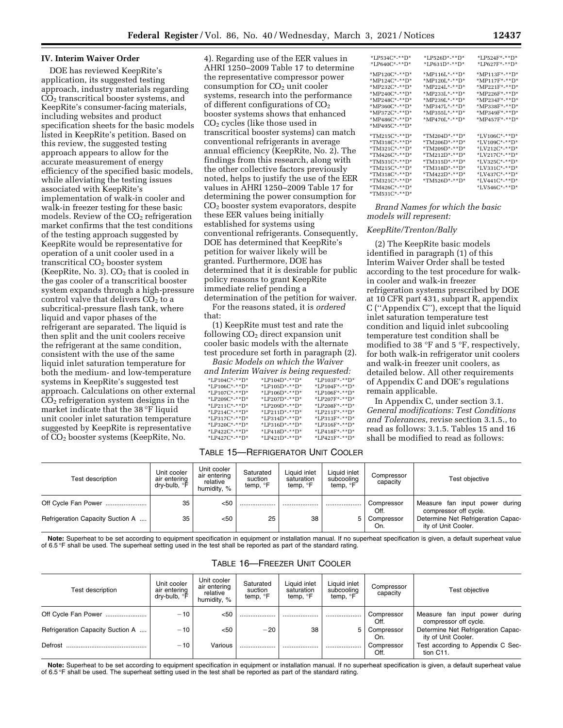## IV. Interim Waiver Order

DOE has reviewed KeepRite's application, its suggested testing approach, industry materials regarding $CO_2$ transcritical booster systems, and KeepRite's consumer-facing materials, including websites and product specification sheets for the basic models listed in KeepRite's petition. Based on this review, the suggested testing approach appears to allow for the accurate measurement of energy efficiency of the specified basic models, while alleviating the testing issues associated with KeepRite's implementation of walk-in cooler and walk-in freezer testing for these basic models. Review of the $CO_2$ refrigeration market confirms that the test conditions of the testing approach suggested by KeepRite would be representative for operation of a unit cooler used in a transcritical $CO_2$ booster system (KeepRite, No. 3). $CO_2$ that is cooled in the gas cooler of a transcritical booster system expands through a high-pressure control valve that delivers $CO_2$ to a subcritical-pressure flash tank, where liquid and vapor phases of the refrigerant are separated. The liquid is then split and the unit coolers receive the refrigerant at the same condition, consistent with the use of the same liquid inlet saturation temperature for both the medium- and low-temperature systems in KeepRite's suggested test approach. Calculations on other external $CO_2$ refrigeration system designs in the market indicate that the 38 °F liquid unit cooler inlet saturation temperature suggested by KeepRite is representative of $CO_2$ booster systems (KeepRite, No. 4). Regarding use of the EER values in AHRI 1250–2009 Table 17 to determine the representative compressor power consumption for $CO_2$ unit cooler systems, research into the performance of different configurations of $CO_2$ booster systems shows that enhanced $CO_2$ cycles (like those used in transcritical booster systems) can match conventional refrigerants in average annual efficiency (KeepRite, No. 2). The findings from this research, along with the other collective factors previously noted, helps to justify the use of the EER values in AHRI 1250–2009 Table 17 for determining the power consumption for $CO_2$ booster system evaporators, despite these EER values being initially established for systems using conventional refrigerants. Consequently, DOE has determined that KeepRite's petition for waiver likely will be granted. Furthermore, DOE has determined that it is desirable for public policy reasons to grant KeepRite immediate relief pending a determination of the petition for waiver.

For the reasons stated, it is *ordered* that:

(1) KeepRite must test and rate the following $CO_2$ direct expansion unit cooler basic models with the alternate test procedure set forth in paragraph (2).

*Basic Models on which the Waiver and Interim Waiver is being requested:*

| | | |
|---|---|---|
| *LP104C*-**D* | *LP104D*-**D* | *LP103F*-**D* |
| *LP106C*-**D* | *LP105D*-**D* | *LP104F*-**D* |
| *LP107C*-**D* | *LP106D*-**D* | *LP106F*-**D* |
| *LP209C*-**D* | *LP207D*-**D* | *LP207F*-**D* |
| *LP211C*-**D* | *LP209D*-**D* | *LP208F*-**D* |
| *LP214C*-**D* | *LP211D*-**D* | *LP211F*-**D* |
| *LP317C*-**D* | *LP314D*-**D* | *LP313F*-**D* |
| *LP320C*-**D* | *LP316D*-**D* | *LP316F*-**D* |
| *LP422C*-**D* | *LP418D*-**D* | *LP418F*-**D* |
| *LP427C*-**D* | *LP421D*-**D* | *LP421F*-**D* |
| *LP534C*-**D* | *LP526D*-**D* | *LP524F*-**D* |
| *LP640C*-**D* | *LP631D*-**D* | *LP627F*-**D* |
| *MP120C*-**D* | *MP116L*-**D* | *MP113F*-**D* |
| *MP124C*-**D* | *MP120L*-**D* | *MP117F*-**D* |
| *MP232C*-**D* | *MP224L*-**D* | *MP221F*-**D* |
| *MP240C*-**D* | *MP233L*-**D* | *MP226F*-**D* |
| *MP248C*-**D* | *MP239L*-**D* | *MP234F*-**D* |
| *MP360C*-**D* | *MP347L*-**D* | *MP338F*-**D* |
| *MP372C*-**D* | *MP355L*-**D* | *MP349F*-**D* |
| *MP486C*-**D* | *MP470L*-**D* | *MP457F*-**D* |
| *MP495C*-**D* | | |
| *TM215C*-**D* | *TM204D*-**D* | *LV106C*-**D* |
| *TM318C*-**D* | *TM206D*-**D* | *LV109C*-**D* |
| *TM321C*-**D* | *TM209D*-**D* | *LV212C*-**D* |
| *TM426C*-**D* | *TM212D*-**D* | *LV217C*-**D* |
| *TM531C*-**D* | *TM315D*-**D* | *LV325C*-**D* |
| *TM215C*-**D* | *TM318D*-**D* | *LV331C*-**D* |
| *TM318C*-**D* | *TM422D*-**D* | *LV437C*-**D* |
| *TM321C*-**D* | *TM526D*-**D* | *LV441C*-**D* |
| *TM426C*-**D* | | *LV546C*-**D* |
| *TM531C*-**D* | | |

*Brand Names for which the basic models will represent:*

*KeepRite/Trenton/Bally*

(2) The KeepRite basic models identified in paragraph (1) of this Interim Waiver Order shall be tested according to the test procedure for walk-in cooler and walk-in freezer refrigeration systems prescribed by DOE at 10 CFR part 431, subpart R, appendix C (''Appendix C''), except that the liquid inlet saturation temperature test condition and liquid inlet subcooling temperature test condition shall be modified to 38 °F and 5 °F, respectively, for both walk-in refrigerator unit coolers and walk-in freezer unit coolers, as detailed below. All other requirements of Appendix C and DOE's regulations remain applicable.

In Appendix C, under section 3.1. *General modifications: Test Conditions and Tolerances,* revise section 3.1.5., to read as follows: 3.1.5. Tables 15 and 16 shall be modified to read as follows:

TABLE 15—REFRIGERATOR UNIT COOLER

| Test description | Unit cooler air entering dry-bulb, °F | Unit cooler air entering relative humidity, % | Saturated suction temp, °F | Liquid inlet saturation temp, °F | Liquid inlet subcooling temp, °F | Compressor capacity | Test objective |
|---|---|---|---|---|---|---|---|
| Off Cycle Fan Power | 35 | <50 | | | | Compressor Off. | Measure fan input power during compressor off cycle. |
| Refrigeration Capacity Suction A | 35 | <50 | 25 | 38 | 5 | Compressor On. | Determine Net Refrigeration Capacity of Unit Cooler. |

**Note:** Superheat to be set according to equipment specification in equipment or installation manual. If no superheat specification is given, a default superheat value of 6.5 °F shall be used. The superheat setting used in the test shall be reported as part of the standard rating.

TABLE 16—FREEZER UNIT COOLER

| Test description | Unit cooler air entering dry-bulb, °F | Unit cooler air entering relative humidity, % | Saturated suction temp, °F | Liquid inlet saturation temp, °F | Liquid inlet subcooling temp, °F | Compressor capacity | Test objective |
|---|---|---|---|---|---|---|---|
| Off Cycle Fan Power | −10 | <50 | | | | Compressor Off. | Measure fan input power during compressor off cycle. |
| Refrigeration Capacity Suction A | −10 | <50 | −20 | 38 | 5 | Compressor On. | Determine Net Refrigeration Capacity of Unit Cooler. |
| Defrost | −10 | Various | | | | Compressor Off. | Test according to Appendix C Section C11. |

**Note:** Superheat to be set according to equipment specification in equipment or installation manual. If no superheat specification is given, a default superheat value of 6.5 °F shall be used. The superheat setting used in the test shall be reported as part of the standard rating.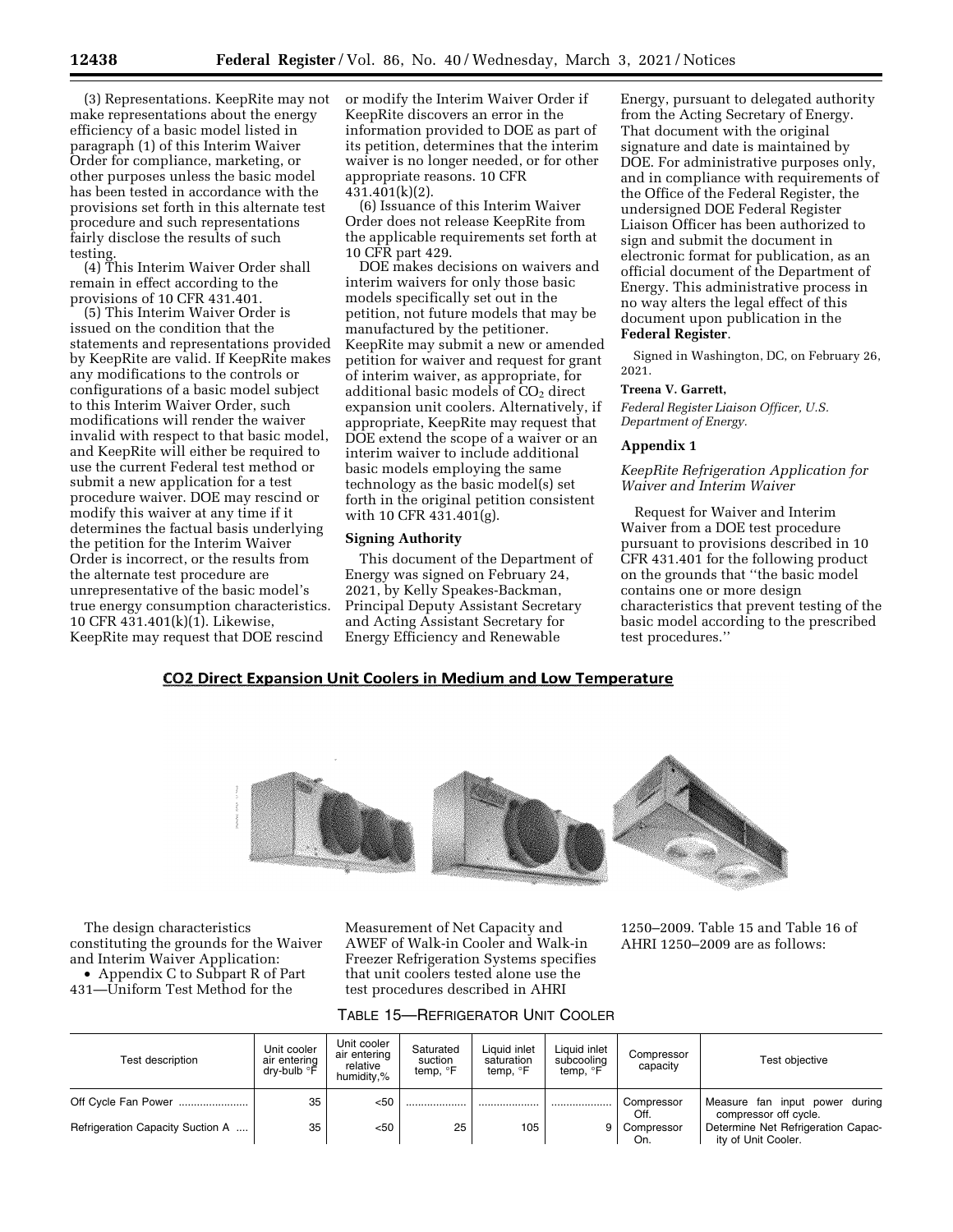(3) Representations. KeepRite may not make representations about the energy efficiency of a basic model listed in paragraph (1) of this Interim Waiver Order for compliance, marketing, or other purposes unless the basic model has been tested in accordance with the provisions set forth in this alternate test procedure and such representations fairly disclose the results of such testing.

(4) This Interim Waiver Order shall remain in effect according to the provisions of 10 CFR 431.401.

(5) This Interim Waiver Order is issued on the condition that the statements and representations provided by KeepRite are valid. If KeepRite makes any modifications to the controls or configurations of a basic model subject to this Interim Waiver Order, such modifications will render the waiver invalid with respect to that basic model, and KeepRite will either be required to use the current Federal test method or submit a new application for a test procedure waiver. DOE may rescind or modify this waiver at any time if it determines the factual basis underlying the petition for the Interim Waiver Order is incorrect, or the results from the alternate test procedure are unrepresentative of the basic model's true energy consumption characteristics. 10 CFR 431.401(k)(1). Likewise, KeepRite may request that DOE rescind or modify the Interim Waiver Order if KeepRite discovers an error in the information provided to DOE as part of its petition, determines that the interim waiver is no longer needed, or for other appropriate reasons. 10 CFR 431.401(k)(2).

(6) Issuance of this Interim Waiver Order does not release KeepRite from the applicable requirements set forth at 10 CFR part 429.

DOE makes decisions on waivers and interim waivers for only those basic models specifically set out in the petition, not future models that may be manufactured by the petitioner. KeepRite may submit a new or amended petition for waiver and request for grant of interim waiver, as appropriate, for additional basic models of $CO_2$ direct expansion unit coolers. Alternatively, if appropriate, KeepRite may request that DOE extend the scope of a waiver or an interim waiver to include additional basic models employing the same technology as the basic model(s) set forth in the original petition consistent with 10 CFR 431.401(g).

**Signing Authority**

This document of the Department of Energy was signed on February 24, 2021, by Kelly Speakes-Backman, Principal Deputy Assistant Secretary and Acting Assistant Secretary for Energy Efficiency and Renewable Energy, pursuant to delegated authority from the Acting Secretary of Energy. That document with the original signature and date is maintained by DOE. For administrative purposes only, and in compliance with requirements of the Office of the Federal Register, the undersigned DOE Federal Register Liaison Officer has been authorized to sign and submit the document in electronic format for publication, as an official document of the Department of Energy. This administrative process in no way alters the legal effect of this document upon publication in the **Federal Register**.

Signed in Washington, DC, on February 26, 2021.

**Treena V. Garrett,**

*Federal Register Liaison Officer, U.S. Department of Energy.*

## Appendix 1

*KeepRite Refrigeration Application for Waiver and Interim Waiver*

Request for Waiver and Interim Waiver from a DOE test procedure pursuant to provisions described in 10 CFR 431.401 for the following product on the grounds that ''the basic model contains one or more design characteristics that prevent testing of the basic model according to the prescribed test procedures.''

**CO2 Direct Expansion Unit Coolers in Medium and Low Temperature**

The design characteristics constituting the grounds for the Waiver and Interim Waiver Application:

• Appendix C to Subpart R of Part 431—Uniform Test Method for the Measurement of Net Capacity and AWEF of Walk-in Cooler and Walk-in Freezer Refrigeration Systems specifies that unit coolers tested alone use the test procedures described in AHRI 1250–2009. Table 15 and Table 16 of AHRI 1250–2009 are as follows:

TABLE 15—REFRIGERATOR UNIT COOLER

| Test description | Unit cooler air entering dry-bulb °F | Unit cooler air entering relative humidity,% | Saturated suction temp, °F | Liquid inlet saturation temp, °F | Liquid inlet subcooling temp, °F | Compressor capacity | Test objective |
|---|---|---|---|---|---|---|---|
| Off Cycle Fan Power | 35 | <50 | | | | Compressor Off. | Measure fan input power during compressor off cycle. |
| Refrigeration Capacity Suction A | 35 | <50 | 25 | 105 | 9 | Compressor On. | Determine Net Refrigeration Capacity of Unit Cooler. |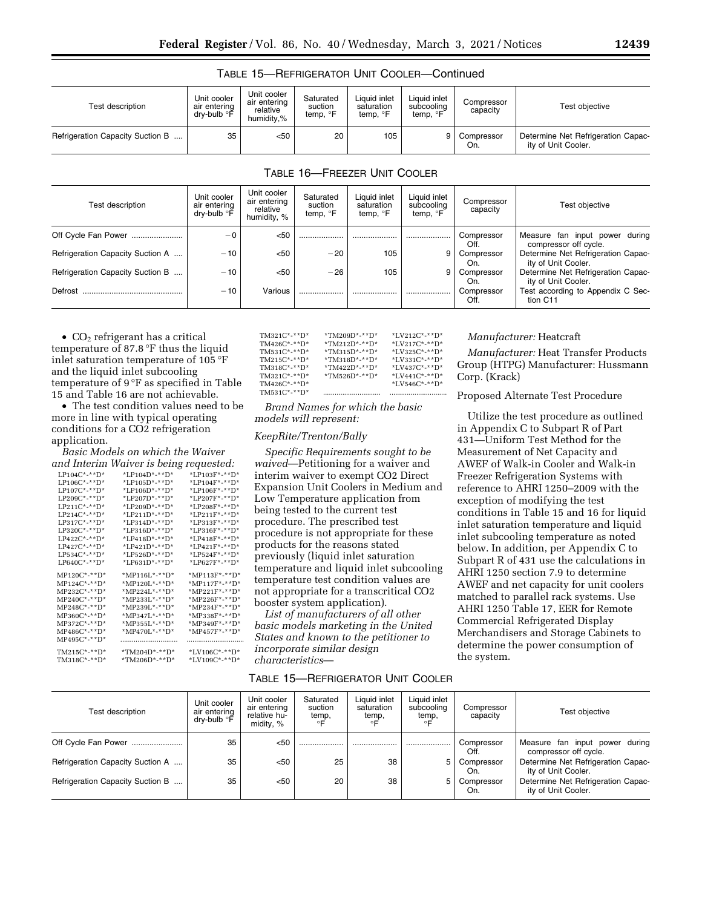TABLE 15—REFRIGERATOR UNIT COOLER—Continued

| Test description | Unit cooler air entering dry-bulb °F | Unit cooler air entering relative humidity,% | Saturated suction temp, °F | Liquid inlet saturation temp, °F | Liquid inlet subcooling temp, °F | Compressor capacity | Test objective |
|---|---|---|---|---|---|---|---|
| Refrigeration Capacity Suction B | 35 | <50 | 20 | 105 | 9 | Compressor On. | Determine Net Refrigeration Capacity of Unit Cooler. |

TABLE 16—FREEZER UNIT COOLER

| Test description | Unit cooler air entering dry-bulb °F | Unit cooler air entering relative humidity, % | Saturated suction temp, °F | Liquid inlet saturation temp, °F | Liquid inlet subcooling temp, °F | Compressor capacity | Test objective |
|---|---|---|---|---|---|---|---|
| Off Cycle Fan Power | −0 | <50 | | | | Compressor Off. | Measure fan input power during compressor off cycle. |
| Refrigeration Capacity Suction A | −10 | <50 | −20 | 105 | 9 | Compressor On. | Determine Net Refrigeration Capacity of Unit Cooler. |
| Refrigeration Capacity Suction B | −10 | <50 | −26 | 105 | 9 | Compressor On. | Determine Net Refrigeration Capacity of Unit Cooler. |
| Defrost | −10 | Various | | | | Compressor Off. | Test according to Appendix C Section C11 |

- $CO_2$ refrigerant has a critical temperature of 87.8 °F thus the liquid inlet saturation temperature of 105 °F and the liquid inlet subcooling temperature of 9 °F as specified in Table 15 and Table 16 are not achievable.
- The test condition values need to be more in line with typical operating conditions for a $CO_2$ refrigeration application.

*Basic Models on which the Waiver and Interim Waiver is being requested:*

| | | |
|---|---|---|
| LP104C*-**D* | *LP104D*-**D* | *LP103F*-**D* |
| LP106C*-**D* | *LP105D*-**D* | *LP104F*-**D* |
| LP107C*-**D* | *LP106D*-**D* | *LP106F*-**D* |
| LP209C*-**D* | *LP207D*-**D* | *LP207F*-**D* |
| LP211C*-**D* | *LP209D*-**D* | *LP208F*-**D* |
| LP214C*-**D* | *LP211D*-**D* | *LP211F*-**D* |
| LP317C*-**D* | *LP314D*-**D* | *LP313F*-**D* |
| LP320C*-**D* | *LP316D*-**D* | *LP316F*-**D* |
| LP422C*-**D* | *LP418D*-**D* | *LP418F*-**D* |
| LP427C*-**D* | *LP421D*-**D* | *LP421F*-**D* |
| LP534C*-**D* | *LP526D*-**D* | *LP524F*-**D* |
| LP640C*-**D* | *LP631D*-**D* | *LP627F*-**D* |
| MP120C*-**D* | *MP116L*-**D* | *MP113F*-**D* |
| MP124C*-**D* | *MP120L*-**D* | *MP117F*-**D* |
| MP232C*-**D* | *MP224L*-**D* | *MP221F*-**D* |
| MP240C*-**D* | *MP233L*-**D* | *MP226F*-**D* |
| MP248C*-**D* | *MP239L*-**D* | *MP234F*-**D* |
| MP360C*-**D* | *MP347L*-**D* | *MP338F*-**D* |
| MP372C*-**D* | *MP355L*-**D* | *MP349F*-**D* |
| MP486C*-**D* | *MP470L*-**D* | *MP457F*-**D* |
| MP495C*-**D* | | |
| TM215C*-**D* | *TM204D*-**D* | *LV106C*-**D* |
| TM318C*-**D* | *TM206D*-**D* | *LV109C*-**D* |
| TM321C*-**D* | *TM209D*-**D* | *LV212C*-**D* |
| TM426C*-**D* | *TM212D*-**D* | *LV217C*-**D* |
| TM531C*-**D* | *TM315D*-**D* | *LV325C*-**D* |
| TM215C*-**D* | *TM318D*-**D* | *LV331C*-**D* |
| TM318C*-**D* | *TM422D*-**D* | *LV437C*-**D* |
| TM321C*-**D* | *TM526D*-**D* | *LV441C*-**D* |
| TM426C*-**D* | | *LV546C*-**D* |
| TM531C*-**D* | | |

*Brand Names for which the basic models will represent:*

*KeepRite/Trenton/Bally*

*Specific Requirements sought to be waived*—Petitioning for a waiver and interim waiver to exempt CO2 Direct Expansion Unit Coolers in Medium and Low Temperature application from being tested to the current test procedure. The prescribed test procedure is not appropriate for these products for the reasons stated previously (liquid inlet saturation temperature and liquid inlet subcooling temperature test condition values are not appropriate for a transcritical CO2 booster system application).

*List of manufacturers of all other basic models marketing in the United States and known to the petitioner to incorporate similar design characteristics*—

*Manufacturer:* Heatcraft

*Manufacturer:* Heat Transfer Products Group (HTPG) Manufacturer: Hussmann Corp. (Krack)

Proposed Alternate Test Procedure

Utilize the test procedure as outlined in Appendix C to Subpart R of Part 431—Uniform Test Method for the Measurement of Net Capacity and AWEF of Walk-in Cooler and Walk-in Freezer Refrigeration Systems with reference to AHRI 1250–2009 with the exception of modifying the test conditions in Table 15 and 16 for liquid inlet saturation temperature and liquid inlet subcooling temperature as noted below. In addition, per Appendix C to Subpart R of 431 use the calculations in AHRI 1250 section 7.9 to determine AWEF and net capacity for unit coolers matched to parallel rack systems. Use AHRI 1250 Table 17, EER for Remote Commercial Refrigerated Display Merchandisers and Storage Cabinets to determine the power consumption of the system.

TABLE 15—REFRIGERATOR UNIT COOLER

| Test description | Unit cooler air entering dry-bulb °F | Unit cooler air entering relative humidity, % | Saturated suction temp, °F | Liquid inlet saturation temp, °F | Liquid inlet subcooling temp, °F | Compressor capacity | Test objective |
|---|---|---|---|---|---|---|---|
| Off Cycle Fan Power | 35 | <50 | | | | Compressor Off. | Measure fan input power during compressor off cycle. |
| Refrigeration Capacity Suction A | 35 | <50 | 25 | 38 | 5 | Compressor On. | Determine Net Refrigeration Capacity of Unit Cooler. |
| Refrigeration Capacity Suction B | 35 | <50 | 20 | 38 | 5 | Compressor On. | Determine Net Refrigeration Capacity of Unit Cooler. |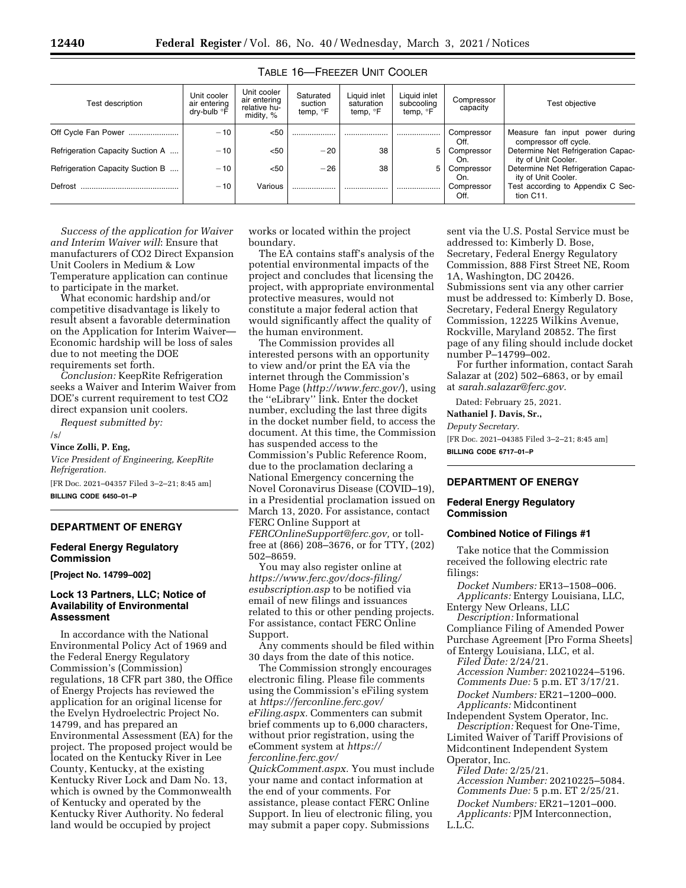TABLE 16—FREEZER UNIT COOLER

| Test description | Unit cooler air entering dry-bulb °F | Unit cooler air entering relative humidity, % | Saturated suction temp, °F | Liquid inlet saturation temp, °F | Liquid inlet subcooling temp, °F | Compressor capacity | Test objective |
| --- | --- | --- | --- | --- | --- | --- | --- |
| Off Cycle Fan Power | −10 | <50 | | | | Compressor Off. | Measure fan input power during compressor off cycle. |
| Refrigeration Capacity Suction A | −10 | <50 | −20 | 38 | 5 | Compressor On. | Determine Net Refrigeration Capacity of Unit Cooler. |
| Refrigeration Capacity Suction B | −10 | <50 | −26 | 38 | 5 | Compressor On. | Determine Net Refrigeration Capacity of Unit Cooler. |
| Defrost | −10 | Various | | | | Compressor Off. | Test according to Appendix C Section C11. |

*Success of the application for Waiver and Interim Waiver will*: Ensure that manufacturers of CO2 Direct Expansion Unit Coolers in Medium & Low Temperature application can continue to participate in the market.

What economic hardship and/or competitive disadvantage is likely to result absent a favorable determination on the Application for Interim Waiver—Economic hardship will be loss of sales due to not meeting the DOE requirements set forth.

*Conclusion:* KeepRite Refrigeration seeks a Waiver and Interim Waiver from DOE's current requirement to test CO2 direct expansion unit coolers.

*Request submitted by:*

/s/

**Vince Zolli, P. Eng,**

*Vice President of Engineering, KeepRite Refrigeration.*

[FR Doc. 2021–04357 Filed 3–2–21; 8:45 am]

**BILLING CODE 6450–01–P**

## DEPARTMENT OF ENERGY

### Federal Energy Regulatory Commission

**[Project No. 14799–002]**

### Lock 13 Partners, LLC; Notice of Availability of Environmental Assessment

In accordance with the National Environmental Policy Act of 1969 and the Federal Energy Regulatory Commission's (Commission) regulations, 18 CFR part 380, the Office of Energy Projects has reviewed the application for an original license for the Evelyn Hydroelectric Project No. 14799, and has prepared an Environmental Assessment (EA) for the project. The proposed project would be located on the Kentucky River in Lee County, Kentucky, at the existing Kentucky River Lock and Dam No. 13, which is owned by the Commonwealth of Kentucky and operated by the Kentucky River Authority. No federal land would be occupied by project works or located within the project boundary.

The EA contains staff's analysis of the potential environmental impacts of the project and concludes that licensing the project, with appropriate environmental protective measures, would not constitute a major federal action that would significantly affect the quality of the human environment.

The Commission provides all interested persons with an opportunity to view and/or print the EA via the internet through the Commission's Home Page (*http://www.ferc.gov/*), using the ''eLibrary'' link. Enter the docket number, excluding the last three digits in the docket number field, to access the document. At this time, the Commission has suspended access to the Commission's Public Reference Room, due to the proclamation declaring a National Emergency concerning the Novel Coronavirus Disease (COVID–19), in a Presidential proclamation issued on March 13, 2020. For assistance, contact FERC Online Support at *FERCOnlineSupport@ferc.gov,* or toll-free at (866) 208–3676, or for TTY, (202) 502–8659.

You may also register online at *https://www.ferc.gov/docs-filing/esubscription.asp* to be notified via email of new filings and issuances related to this or other pending projects. For assistance, contact FERC Online Support.

Any comments should be filed within 30 days from the date of this notice.

The Commission strongly encourages electronic filing. Please file comments using the Commission's eFiling system at *https://ferconline.ferc.gov/eFiling.aspx.* Commenters can submit brief comments up to 6,000 characters, without prior registration, using the eComment system at *https://ferconline.ferc.gov/QuickComment.aspx.* You must include your name and contact information at the end of your comments. For assistance, please contact FERC Online Support. In lieu of electronic filing, you may submit a paper copy. Submissions sent via the U.S. Postal Service must be addressed to: Kimberly D. Bose, Secretary, Federal Energy Regulatory Commission, 888 First Street NE, Room 1A, Washington, DC 20426. Submissions sent via any other carrier must be addressed to: Kimberly D. Bose, Secretary, Federal Energy Regulatory Commission, 12225 Wilkins Avenue, Rockville, Maryland 20852. The first page of any filing should include docket number P–14799–002.

For further information, contact Sarah Salazar at (202) 502–6863, or by email at *sarah.salazar@ferc.gov.*

Dated: February 25, 2021.

**Nathaniel J. Davis, Sr.,**

*Deputy Secretary.*

[FR Doc. 2021–04385 Filed 3–2–21; 8:45 am]

**BILLING CODE 6717–01–P**

## DEPARTMENT OF ENERGY

### Federal Energy Regulatory Commission

### Combined Notice of Filings #1

Take notice that the Commission received the following electric rate filings:

*Docket Numbers:* ER13–1508–006.
*Applicants:* Entergy Louisiana, LLC, Entergy New Orleans, LLC
*Description:* Informational Compliance Filing of Amended Power Purchase Agreement [Pro Forma Sheets] of Entergy Louisiana, LLC, et al.
*Filed Date:* 2/24/21.
*Accession Number:* 20210224–5196.
*Comments Due:* 5 p.m. ET 3/17/21.

*Docket Numbers:* ER21–1200–000.
*Applicants:* Midcontinent Independent System Operator, Inc.
*Description:* Request for One-Time, Limited Waiver of Tariff Provisions of Midcontinent Independent System Operator, Inc.
*Filed Date:* 2/25/21.
*Accession Number:* 20210225–5084.
*Comments Due:* 5 p.m. ET 2/25/21.

*Docket Numbers:* ER21–1201–000.
*Applicants:* PJM Interconnection, L.L.C.